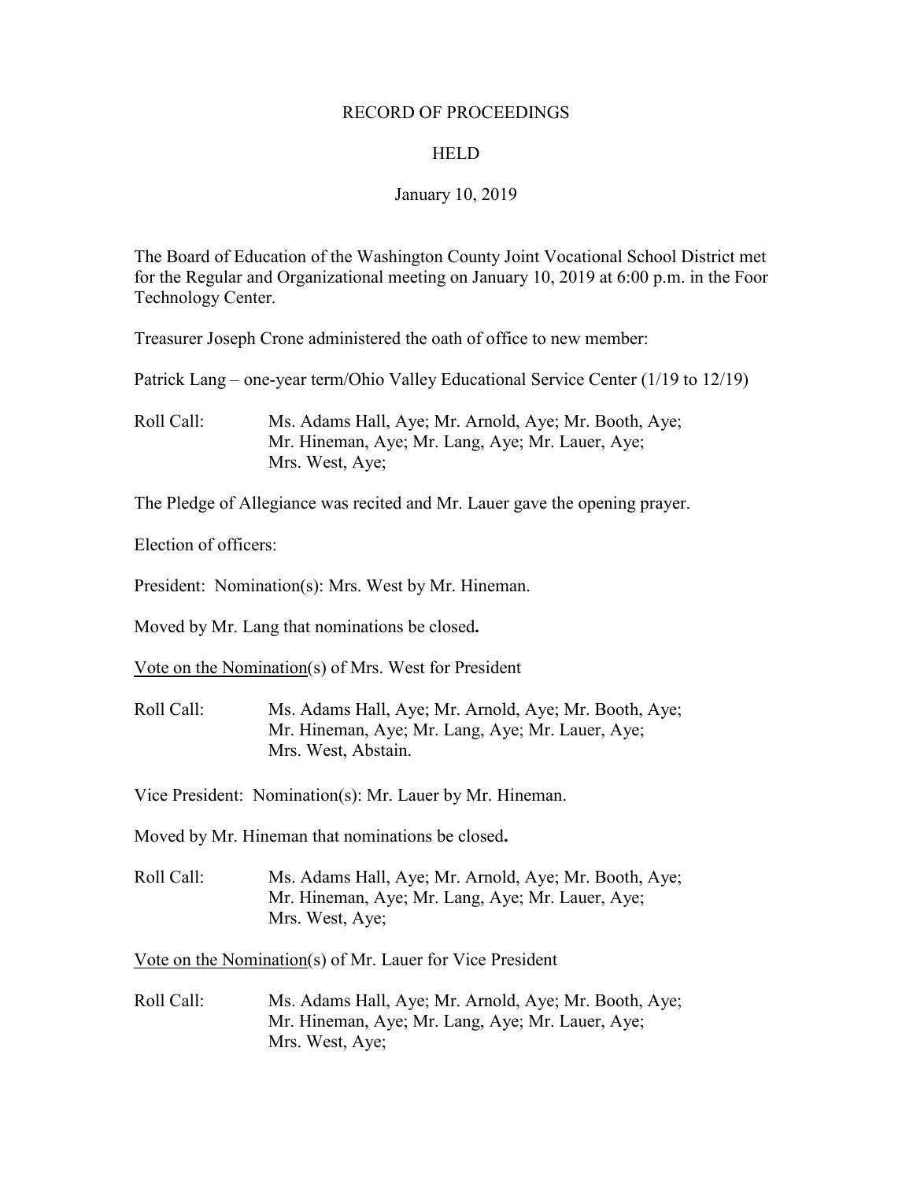RECORD OF PROCEEDINGS

HELD

January 10, 2019

The Board of Education of the Washington County Joint Vocational School District met for the Regular and Organizational meeting on January 10, 2019 at 6:00 p.m. in the Foor Technology Center.

Treasurer Joseph Crone administered the oath of office to new member:

Patrick Lang – one-year term/Ohio Valley Educational Service Center (1/19 to 12/19)

Roll Call: Ms. Adams Hall, Aye; Mr. Arnold, Aye; Mr. Booth, Aye; Mr. Hineman, Aye; Mr. Lang, Aye; Mr. Lauer, Aye; Mrs. West, Aye;

The Pledge of Allegiance was recited and Mr. Lauer gave the opening prayer.

Election of officers:

President: Nomination(s): Mrs. West by Mr. Hineman.

Moved by Mr. Lang that nominations be closed**.**

Vote on the Nomination(s) of Mrs. West for President

Roll Call: Ms. Adams Hall, Aye; Mr. Arnold, Aye; Mr. Booth, Aye; Mr. Hineman, Aye; Mr. Lang, Aye; Mr. Lauer, Aye; Mrs. West, Abstain.

Vice President: Nomination(s): Mr. Lauer by Mr. Hineman.

Moved by Mr. Hineman that nominations be closed**.**

Roll Call: Ms. Adams Hall, Aye; Mr. Arnold, Aye; Mr. Booth, Aye; Mr. Hineman, Aye; Mr. Lang, Aye; Mr. Lauer, Aye; Mrs. West, Aye;

Vote on the Nomination(s) of Mr. Lauer for Vice President

Roll Call: Ms. Adams Hall, Aye; Mr. Arnold, Aye; Mr. Booth, Aye; Mr. Hineman, Aye; Mr. Lang, Aye; Mr. Lauer, Aye; Mrs. West, Aye;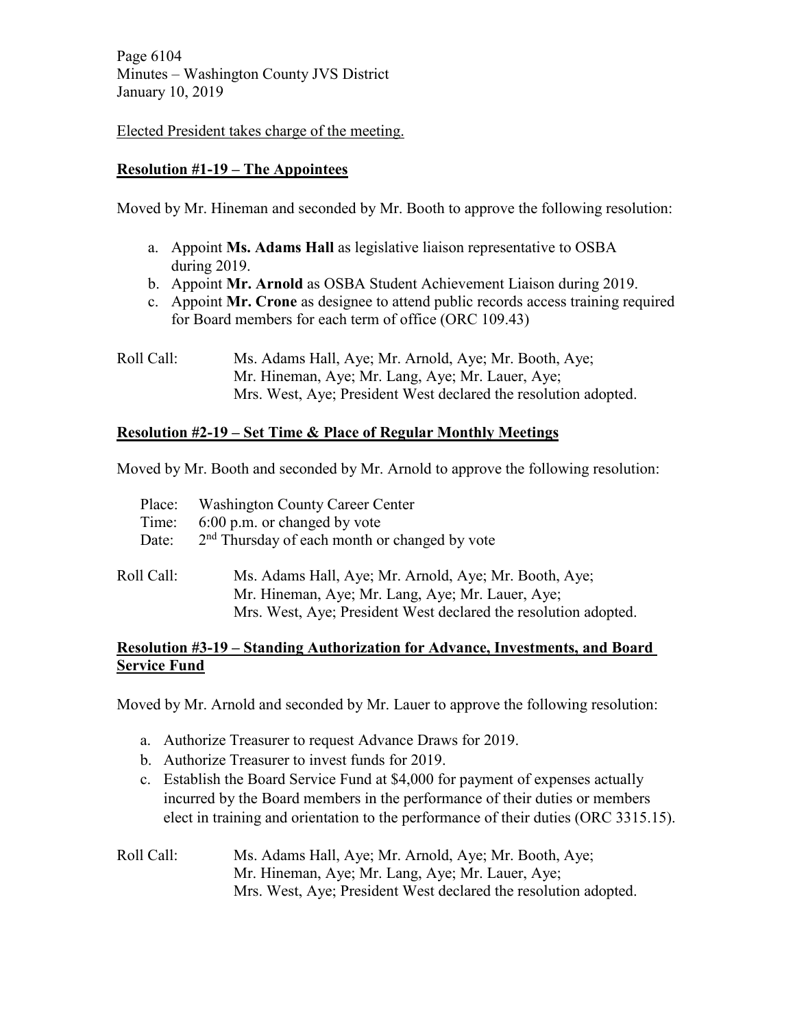Elected President takes charge of the meeting.

**Resolution #1-19 – The Appointees**

Moved by Mr. Hineman and seconded by Mr. Booth to approve the following resolution:

a. Appoint **Ms. Adams Hall** as legislative liaison representative to OSBA during 2019.
b. Appoint **Mr. Arnold** as OSBA Student Achievement Liaison during 2019.
c. Appoint **Mr. Crone** as designee to attend public records access training required for Board members for each term of office (ORC 109.43)

Roll Call: Ms. Adams Hall, Aye; Mr. Arnold, Aye; Mr. Booth, Aye; Mr. Hineman, Aye; Mr. Lang, Aye; Mr. Lauer, Aye; Mrs. West, Aye; President West declared the resolution adopted.

**Resolution #2-19 – Set Time & Place of Regular Monthly Meetings**

Moved by Mr. Booth and seconded by Mr. Arnold to approve the following resolution:

Place: Washington County Career Center
Time: 6:00 p.m. or changed by vote
Date: 2nd Thursday of each month or changed by vote

Roll Call: Ms. Adams Hall, Aye; Mr. Arnold, Aye; Mr. Booth, Aye; Mr. Hineman, Aye; Mr. Lang, Aye; Mr. Lauer, Aye; Mrs. West, Aye; President West declared the resolution adopted.

**Resolution #3-19 – Standing Authorization for Advance, Investments, and Board Service Fund**

Moved by Mr. Arnold and seconded by Mr. Lauer to approve the following resolution:

a. Authorize Treasurer to request Advance Draws for 2019.
b. Authorize Treasurer to invest funds for 2019.
c. Establish the Board Service Fund at $4,000 for payment of expenses actually incurred by the Board members in the performance of their duties or members elect in training and orientation to the performance of their duties (ORC 3315.15).

Roll Call: Ms. Adams Hall, Aye; Mr. Arnold, Aye; Mr. Booth, Aye; Mr. Hineman, Aye; Mr. Lang, Aye; Mr. Lauer, Aye; Mrs. West, Aye; President West declared the resolution adopted.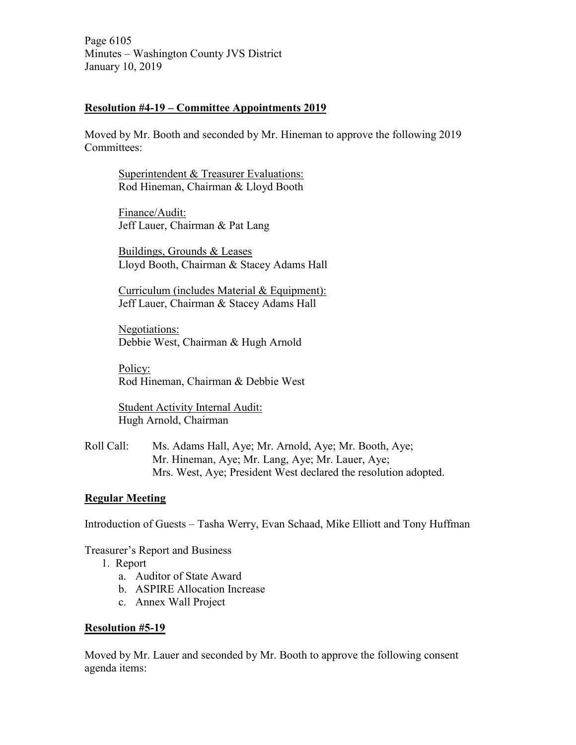## Resolution #4-19 – Committee Appointments 2019

Moved by Mr. Booth and seconded by Mr. Hineman to approve the following 2019 Committees:

Superintendent & Treasurer Evaluations:
Rod Hineman, Chairman & Lloyd Booth

Finance/Audit:
Jeff Lauer, Chairman & Pat Lang

Buildings, Grounds & Leases
Lloyd Booth, Chairman & Stacey Adams Hall

Curriculum (includes Material & Equipment):
Jeff Lauer, Chairman & Stacey Adams Hall

Negotiations:
Debbie West, Chairman & Hugh Arnold

Policy:
Rod Hineman, Chairman & Debbie West

Student Activity Internal Audit:
Hugh Arnold, Chairman

Roll Call: Ms. Adams Hall, Aye; Mr. Arnold, Aye; Mr. Booth, Aye; Mr. Hineman, Aye; Mr. Lang, Aye; Mr. Lauer, Aye; Mrs. West, Aye; President West declared the resolution adopted.

## Regular Meeting

Introduction of Guests – Tasha Werry, Evan Schaad, Mike Elliott and Tony Huffman

Treasurer's Report and Business

1. Report
   a. Auditor of State Award
   b. ASPIRE Allocation Increase
   c. Annex Wall Project

## Resolution #5-19

Moved by Mr. Lauer and seconded by Mr. Booth to approve the following consent agenda items: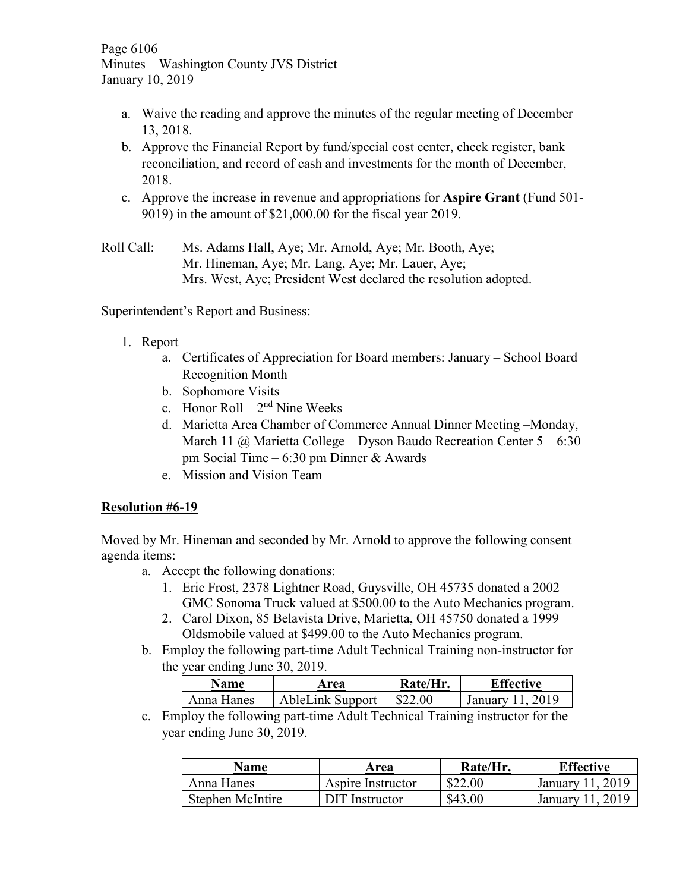a. Waive the reading and approve the minutes of the regular meeting of December 13, 2018.
b. Approve the Financial Report by fund/special cost center, check register, bank reconciliation, and record of cash and investments for the month of December, 2018.
c. Approve the increase in revenue and appropriations for **Aspire Grant** (Fund 501-9019) in the amount of $21,000.00 for the fiscal year 2019.

Roll Call: Ms. Adams Hall, Aye; Mr. Arnold, Aye; Mr. Booth, Aye; Mr. Hineman, Aye; Mr. Lang, Aye; Mr. Lauer, Aye; Mrs. West, Aye; President West declared the resolution adopted.

Superintendent's Report and Business:

1. Report
   a. Certificates of Appreciation for Board members: January – School Board Recognition Month
   b. Sophomore Visits
   c. Honor Roll – 2nd Nine Weeks
   d. Marietta Area Chamber of Commerce Annual Dinner Meeting –Monday, March 11 @ Marietta College – Dyson Baudo Recreation Center 5 – 6:30 pm Social Time – 6:30 pm Dinner & Awards
   e. Mission and Vision Team

**Resolution #6-19**

Moved by Mr. Hineman and seconded by Mr. Arnold to approve the following consent agenda items:

a. Accept the following donations:
   1. Eric Frost, 2378 Lightner Road, Guysville, OH 45735 donated a 2002 GMC Sonoma Truck valued at $500.00 to the Auto Mechanics program.
   2. Carol Dixon, 85 Belavista Drive, Marietta, OH 45750 donated a 1999 Oldsmobile valued at $499.00 to the Auto Mechanics program.
b. Employ the following part-time Adult Technical Training non-instructor for the year ending June 30, 2019.

| Name | Area | Rate/Hr. | Effective |
|---|---|---|---|
| Anna Hanes | AbleLink Support | $22.00 | January 11, 2019 |

c. Employ the following part-time Adult Technical Training instructor for the year ending June 30, 2019.

| Name | Area | Rate/Hr. | Effective |
|---|---|---|---|
| Anna Hanes | Aspire Instructor | $22.00 | January 11, 2019 |
| Stephen McIntire | DIT Instructor | $43.00 | January 11, 2019 |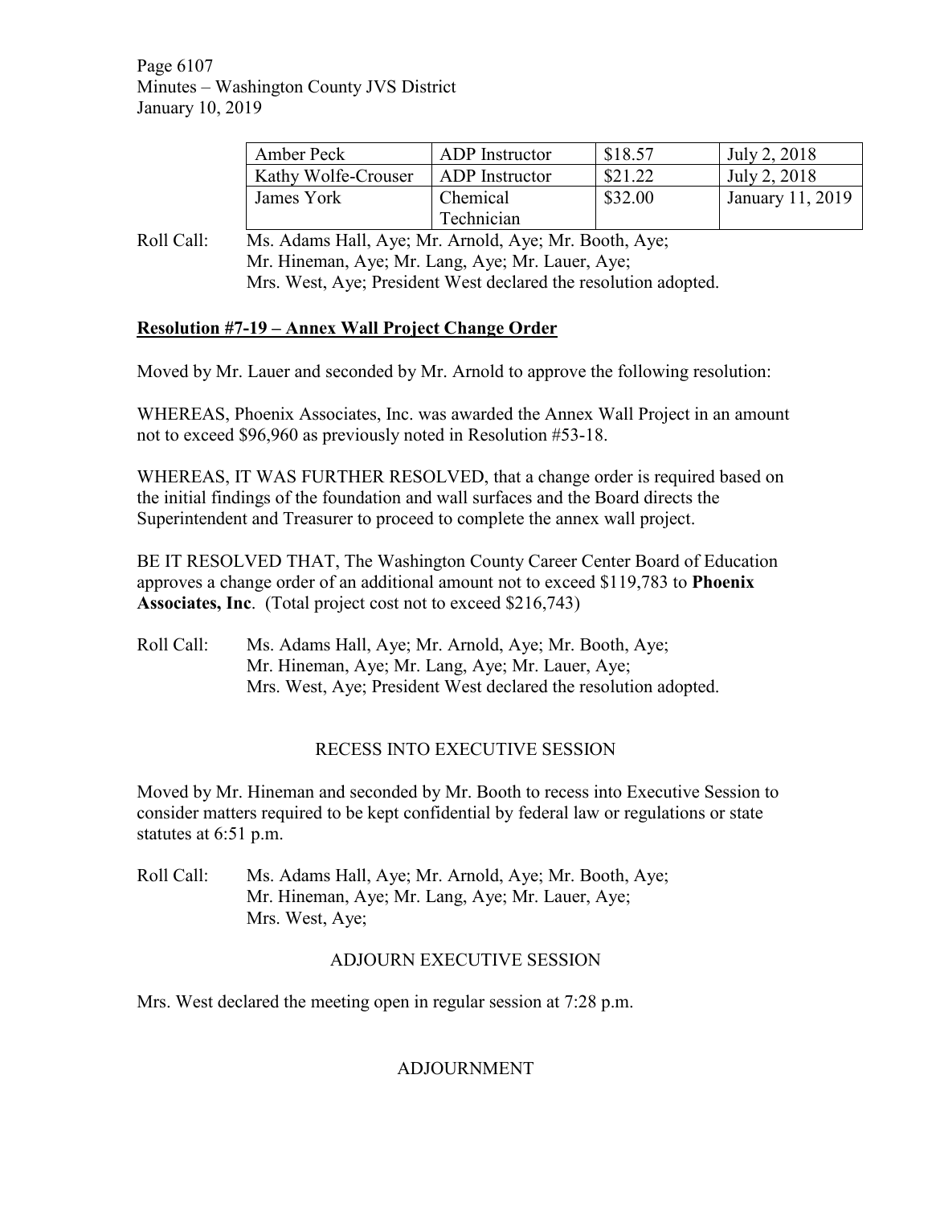| Amber Peck | ADP Instructor | $18.57 | July 2, 2018 |
|---|---|---|---|
| Kathy Wolfe-Crouser | ADP Instructor | $21.22 | July 2, 2018 |
| James York | Chemical Technician | $32.00 | January 11, 2019 |

Roll Call: Ms. Adams Hall, Aye; Mr. Arnold, Aye; Mr. Booth, Aye; Mr. Hineman, Aye; Mr. Lang, Aye; Mr. Lauer, Aye; Mrs. West, Aye; President West declared the resolution adopted.

**Resolution #7-19 – Annex Wall Project Change Order**

Moved by Mr. Lauer and seconded by Mr. Arnold to approve the following resolution:

WHEREAS, Phoenix Associates, Inc. was awarded the Annex Wall Project in an amount not to exceed $96,960 as previously noted in Resolution #53-18.

WHEREAS, IT WAS FURTHER RESOLVED, that a change order is required based on the initial findings of the foundation and wall surfaces and the Board directs the Superintendent and Treasurer to proceed to complete the annex wall project.

BE IT RESOLVED THAT, The Washington County Career Center Board of Education approves a change order of an additional amount not to exceed $119,783 to **Phoenix Associates, Inc**. (Total project cost not to exceed $216,743)

Roll Call: Ms. Adams Hall, Aye; Mr. Arnold, Aye; Mr. Booth, Aye; Mr. Hineman, Aye; Mr. Lang, Aye; Mr. Lauer, Aye; Mrs. West, Aye; President West declared the resolution adopted.

RECESS INTO EXECUTIVE SESSION

Moved by Mr. Hineman and seconded by Mr. Booth to recess into Executive Session to consider matters required to be kept confidential by federal law or regulations or state statutes at 6:51 p.m.

Roll Call: Ms. Adams Hall, Aye; Mr. Arnold, Aye; Mr. Booth, Aye; Mr. Hineman, Aye; Mr. Lang, Aye; Mr. Lauer, Aye; Mrs. West, Aye;

ADJOURN EXECUTIVE SESSION

Mrs. West declared the meeting open in regular session at 7:28 p.m.

ADJOURNMENT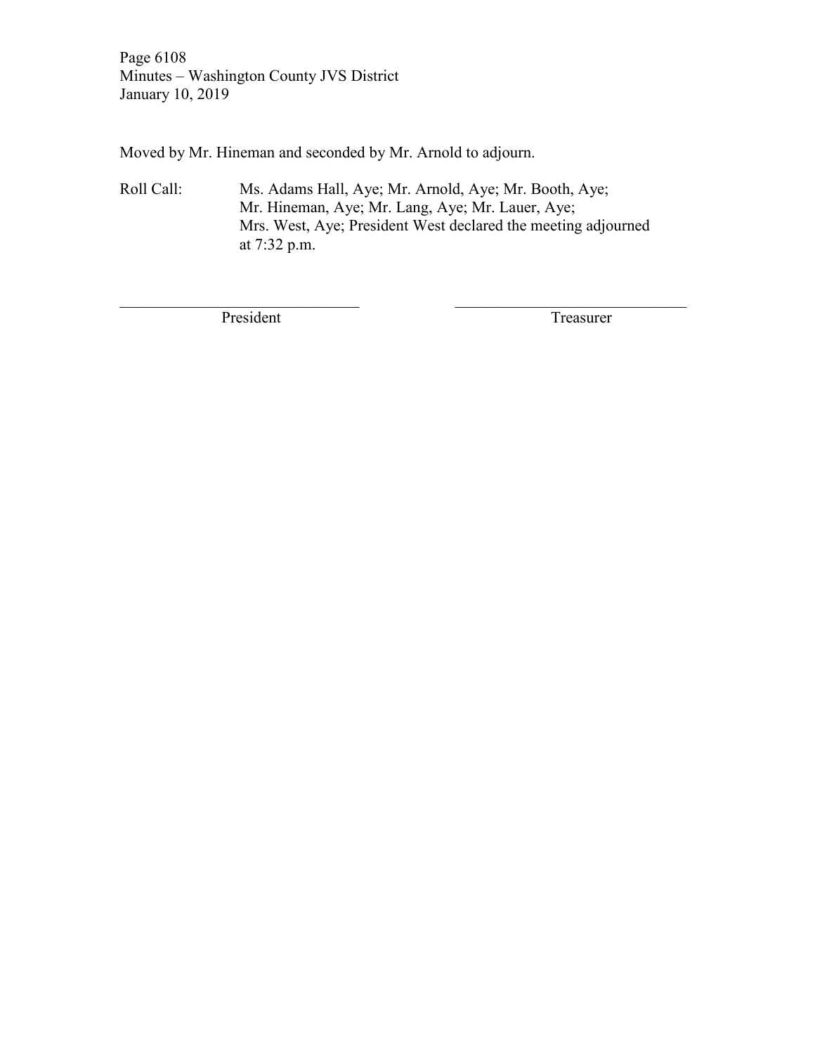Moved by Mr. Hineman and seconded by Mr. Arnold to adjourn.

Roll Call: Ms. Adams Hall, Aye; Mr. Arnold, Aye; Mr. Booth, Aye; Mr. Hineman, Aye; Mr. Lang, Aye; Mr. Lauer, Aye; Mrs. West, Aye; President West declared the meeting adjourned at 7:32 p.m.

\_\_\_\_\_\_\_\_\_\_\_\_\_\_\_\_\_\_\_\_\_\_\_\_\_\_\_\_\_\_
President

\_\_\_\_\_\_\_\_\_\_\_\_\_\_\_\_\_\_\_\_\_\_\_\_\_\_\_\_\_\_
Treasurer